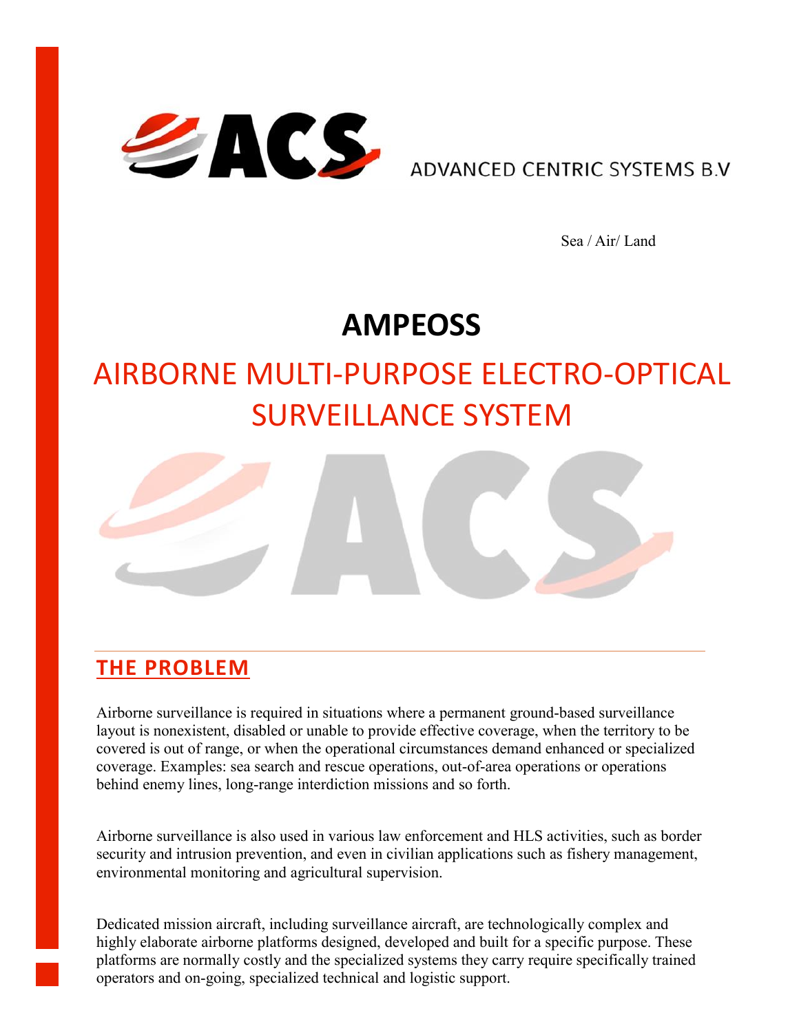ADVANCED CENTRIC SYSTEMS B.V

Sea / Air/ Land

# AMPEOSS

## AIRBORNE MULTI-PURPOSE ELECTRO-OPTICAL SURVEILLANCE SYSTEM

## THE PROBLEM

Airborne surveillance is required in situations where a permanent ground-based surveillance layout is nonexistent, disabled or unable to provide effective coverage, when the territory to be covered is out of range, or when the operational circumstances demand enhanced or specialized coverage. Examples: sea search and rescue operations, out-of-area operations or operations behind enemy lines, long-range interdiction missions and so forth.

Airborne surveillance is also used in various law enforcement and HLS activities, such as border security and intrusion prevention, and even in civilian applications such as fishery management, environmental monitoring and agricultural supervision.

Dedicated mission aircraft, including surveillance aircraft, are technologically complex and highly elaborate airborne platforms designed, developed and built for a specific purpose. These platforms are normally costly and the specialized systems they carry require specifically trained operators and on-going, specialized technical and logistic support.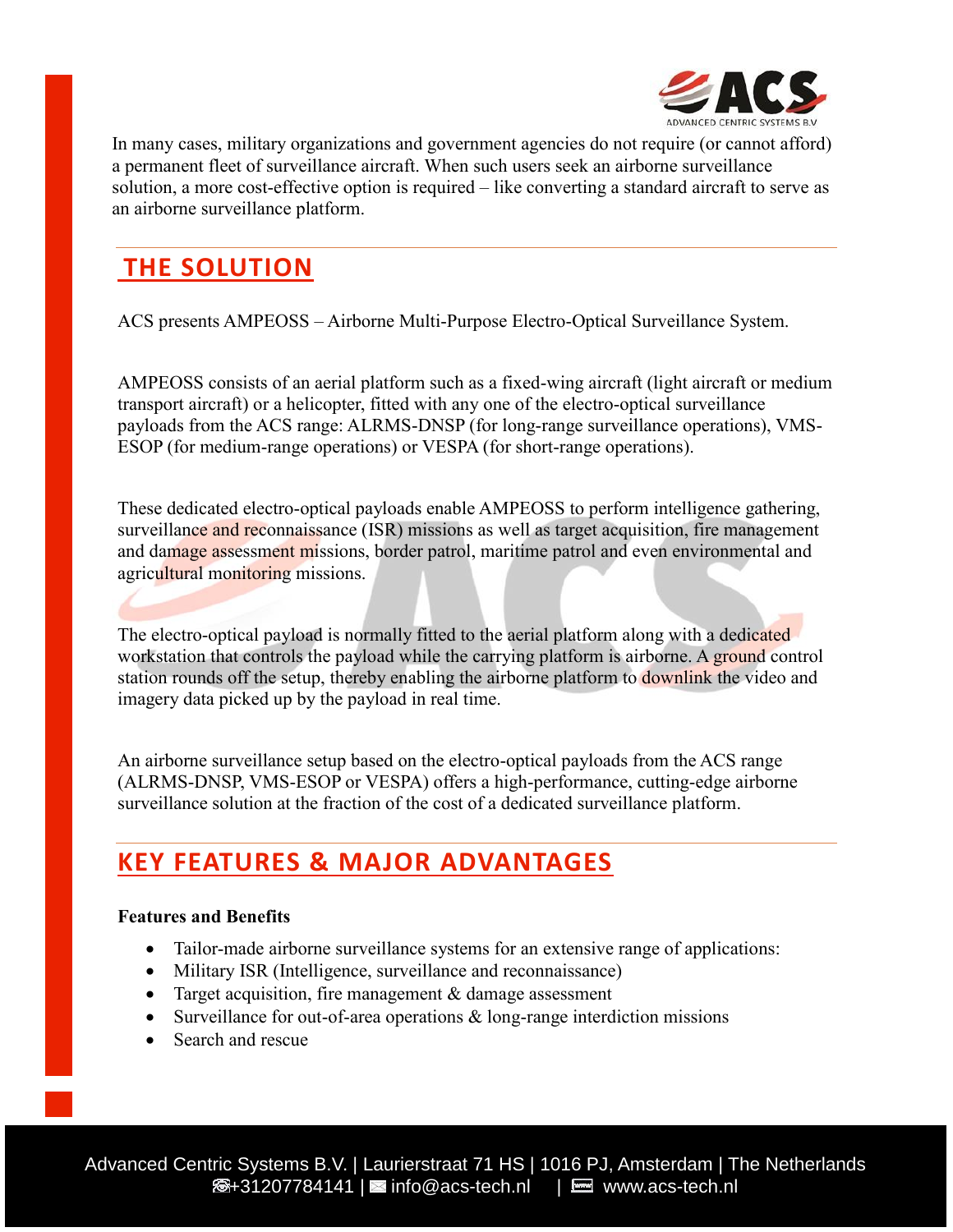In many cases, military organizations and government agencies do not require (or cannot afford) a permanent fleet of surveillance aircraft. When such users seek an airborne surveillance solution, a more cost-effective option is required – like converting a standard aircraft to serve as an airborne surveillance platform.

## THE SOLUTION

ACS presents AMPEOSS – Airborne Multi-Purpose Electro-Optical Surveillance System.

AMPEOSS consists of an aerial platform such as a fixed-wing aircraft (light aircraft or medium transport aircraft) or a helicopter, fitted with any one of the electro-optical surveillance payloads from the ACS range: ALRMS-DNSP (for long-range surveillance operations), VMS-ESOP (for medium-range operations) or VESPA (for short-range operations).

These dedicated electro-optical payloads enable AMPEOSS to perform intelligence gathering, surveillance and reconnaissance (ISR) missions as well as target acquisition, fire management and damage assessment missions, border patrol, maritime patrol and even environmental and agricultural monitoring missions.

The electro-optical payload is normally fitted to the aerial platform along with a dedicated workstation that controls the payload while the carrying platform is airborne. A ground control station rounds off the setup, thereby enabling the airborne platform to downlink the video and imagery data picked up by the payload in real time.

An airborne surveillance setup based on the electro-optical payloads from the ACS range (ALRMS-DNSP, VMS-ESOP or VESPA) offers a high-performance, cutting-edge airborne surveillance solution at the fraction of the cost of a dedicated surveillance platform.

## KEY FEATURES & MAJOR ADVANTAGES

**Features and Benefits**

- Tailor-made airborne surveillance systems for an extensive range of applications:
- Military ISR (Intelligence, surveillance and reconnaissance)
- Target acquisition, fire management & damage assessment
- Surveillance for out-of-area operations & long-range interdiction missions
- Search and rescue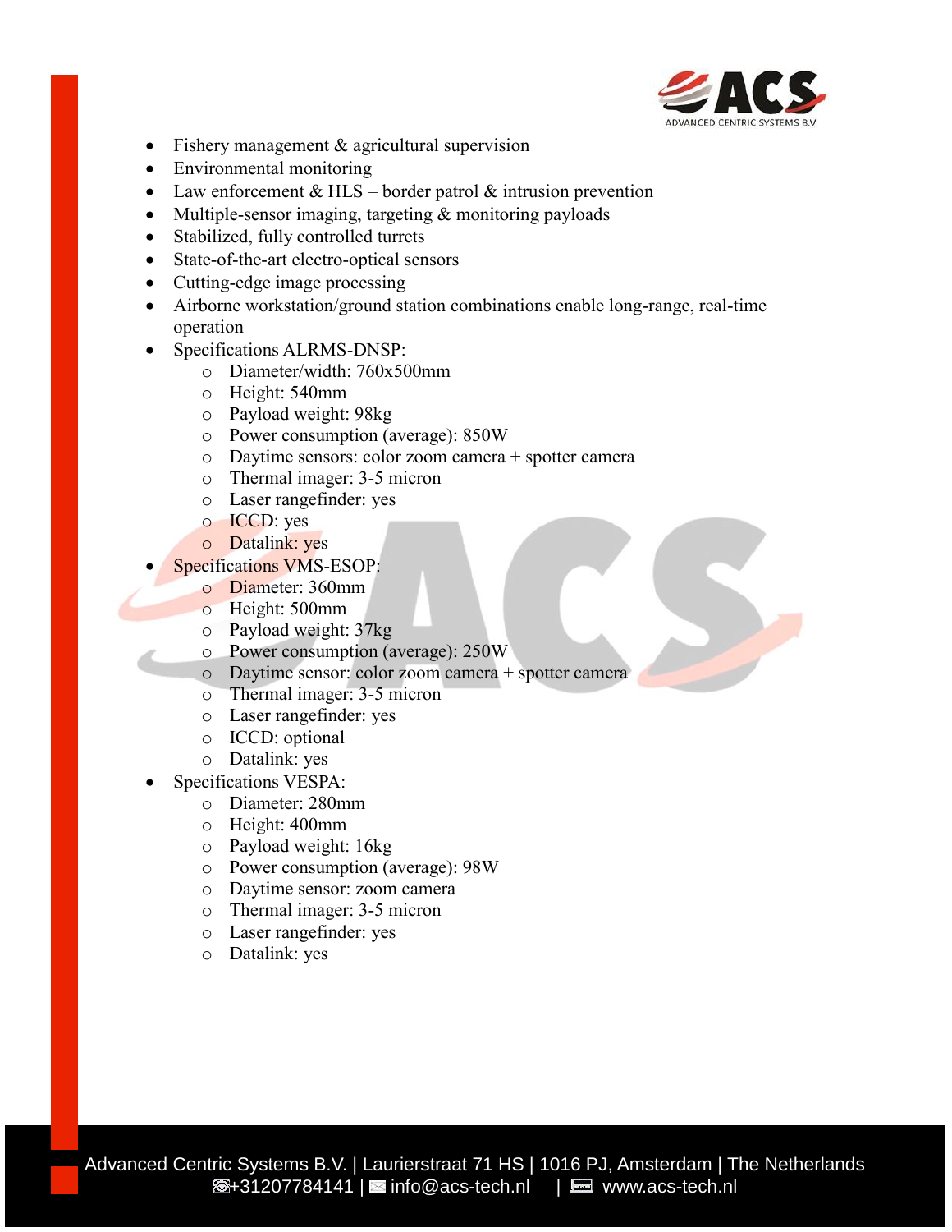- Fishery management & agricultural supervision
- Environmental monitoring
- Law enforcement & HLS – border patrol & intrusion prevention
- Multiple-sensor imaging, targeting & monitoring payloads
- Stabilized, fully controlled turrets
- State-of-the-art electro-optical sensors
- Cutting-edge image processing
- Airborne workstation/ground station combinations enable long-range, real-time operation
- Specifications ALRMS-DNSP:
  - Diameter/width: 760x500mm
  - Height: 540mm
  - Payload weight: 98kg
  - Power consumption (average): 850W
  - Daytime sensors: color zoom camera + spotter camera
  - Thermal imager: 3-5 micron
  - Laser rangefinder: yes
  - ICCD: yes
  - Datalink: yes
- Specifications VMS-ESOP:
  - Diameter: 360mm
  - Height: 500mm
  - Payload weight: 37kg
  - Power consumption (average): 250W
  - Daytime sensor: color zoom camera + spotter camera
  - Thermal imager: 3-5 micron
  - Laser rangefinder: yes
  - ICCD: optional
  - Datalink: yes
- Specifications VESPA:
  - Diameter: 280mm
  - Height: 400mm
  - Payload weight: 16kg
  - Power consumption (average): 98W
  - Daytime sensor: zoom camera
  - Thermal imager: 3-5 micron
  - Laser rangefinder: yes
  - Datalink: yes